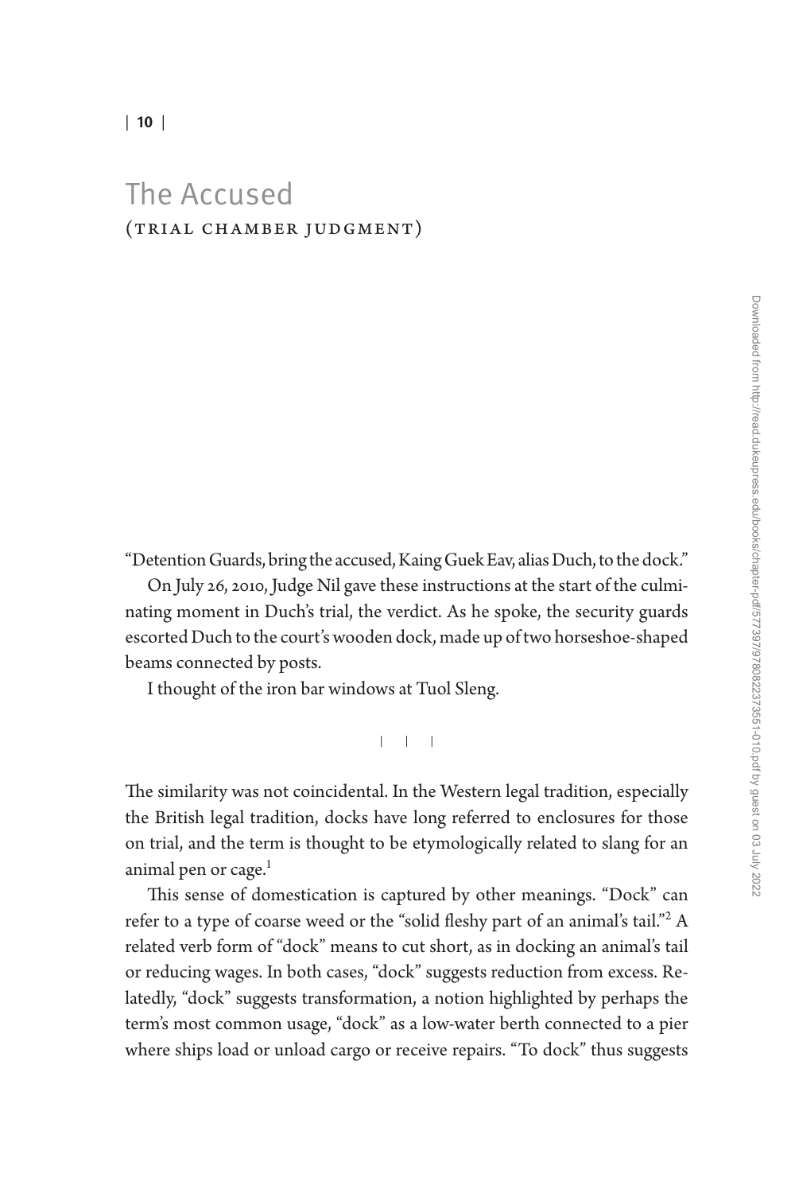# The Accused
## (Trial Chamber Judgment)

"Detention Guards, bring the accused, Kaing Guek Eav, alias Duch, to the dock."

On July 26, 2010, Judge Nil gave these instructions at the start of the culminating moment in Duch's trial, the verdict. As he spoke, the security guards escorted Duch to the court's wooden dock, made up of two horseshoe-shaped beams connected by posts.

I thought of the iron bar windows at Tuol Sleng.

| | |

The similarity was not coincidental. In the Western legal tradition, especially the British legal tradition, docks have long referred to enclosures for those on trial, and the term is thought to be etymologically related to slang for an animal pen or cage.[1]

This sense of domestication is captured by other meanings. "Dock" can refer to a type of coarse weed or the "solid fleshy part of an animal's tail."[2] A related verb form of "dock" means to cut short, as in docking an animal's tail or reducing wages. In both cases, "dock" suggests reduction from excess. Relatedly, "dock" suggests transformation, a notion highlighted by perhaps the term's most common usage, "dock" as a low-water berth connected to a pier where ships load or unload cargo or receive repairs. "To dock" thus suggests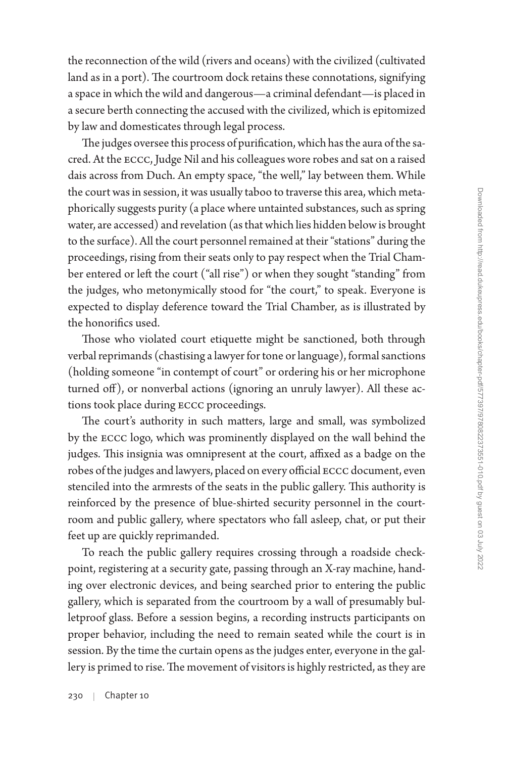the reconnection of the wild (rivers and oceans) with the civilized (cultivated land as in a port). The courtroom dock retains these connotations, signifying a space in which the wild and dangerous—a criminal defendant—is placed in a secure berth connecting the accused with the civilized, which is epitomized by law and domesticates through legal process.

The judges oversee this process of purification, which has the aura of the sacred. At the ECCC, Judge Nil and his colleagues wore robes and sat on a raised dais across from Duch. An empty space, "the well," lay between them. While the court was in session, it was usually taboo to traverse this area, which metaphorically suggests purity (a place where untainted substances, such as spring water, are accessed) and revelation (as that which lies hidden below is brought to the surface). All the court personnel remained at their "stations" during the proceedings, rising from their seats only to pay respect when the Trial Chamber entered or left the court ("all rise") or when they sought "standing" from the judges, who metonymically stood for "the court," to speak. Everyone is expected to display deference toward the Trial Chamber, as is illustrated by the honorifics used.

Those who violated court etiquette might be sanctioned, both through verbal reprimands (chastising a lawyer for tone or language), formal sanctions (holding someone "in contempt of court" or ordering his or her microphone turned off), or nonverbal actions (ignoring an unruly lawyer). All these actions took place during ECCC proceedings.

The court's authority in such matters, large and small, was symbolized by the ECCC logo, which was prominently displayed on the wall behind the judges. This insignia was omnipresent at the court, affixed as a badge on the robes of the judges and lawyers, placed on every official ECCC document, even stenciled into the armrests of the seats in the public gallery. This authority is reinforced by the presence of blue-shirted security personnel in the courtroom and public gallery, where spectators who fall asleep, chat, or put their feet up are quickly reprimanded.

To reach the public gallery requires crossing through a roadside checkpoint, registering at a security gate, passing through an X-ray machine, handing over electronic devices, and being searched prior to entering the public gallery, which is separated from the courtroom by a wall of presumably bulletproof glass. Before a session begins, a recording instructs participants on proper behavior, including the need to remain seated while the court is in session. By the time the curtain opens as the judges enter, everyone in the gallery is primed to rise. The movement of visitors is highly restricted, as they are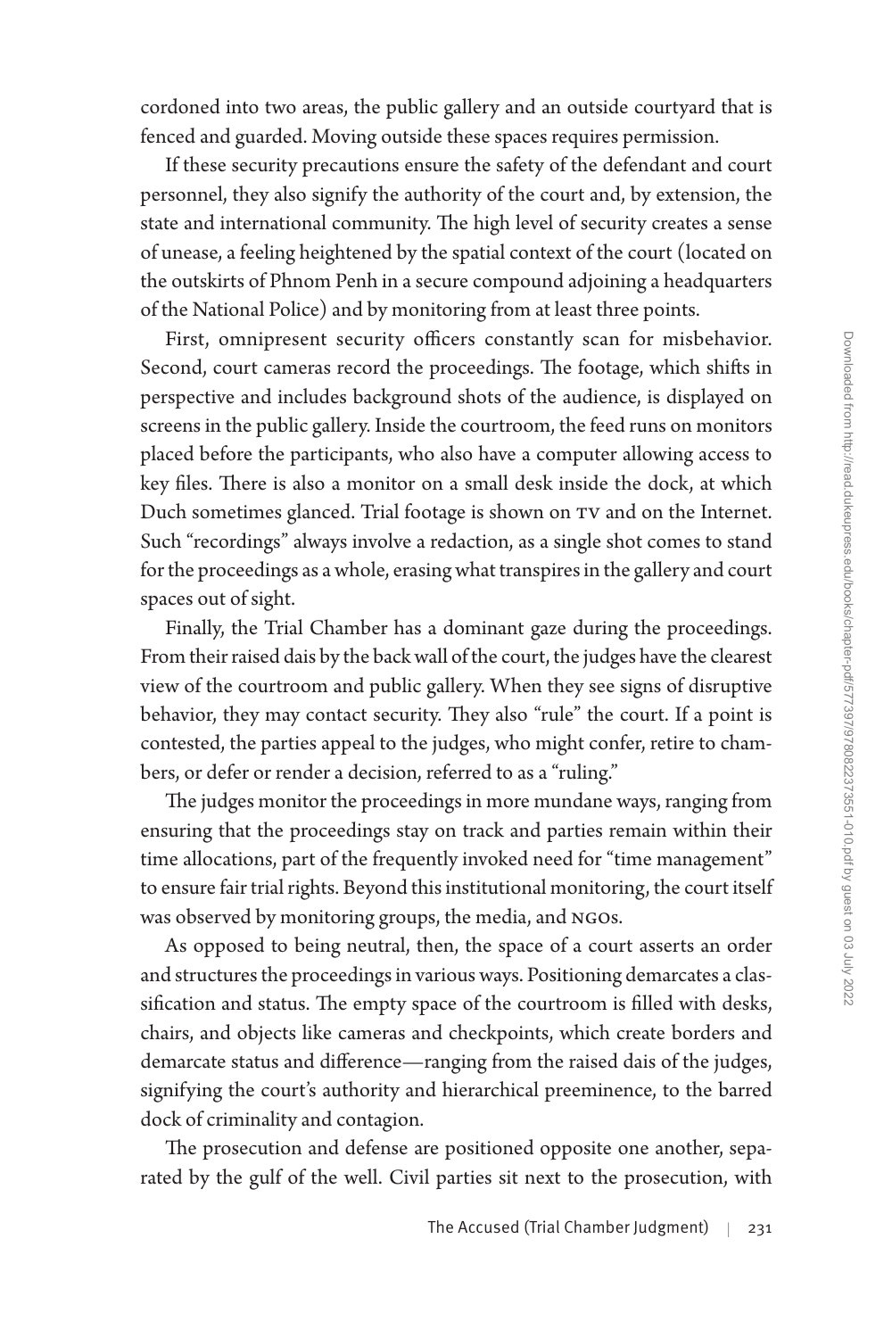cordoned into two areas, the public gallery and an outside courtyard that is fenced and guarded. Moving outside these spaces requires permission.

If these security precautions ensure the safety of the defendant and court personnel, they also signify the authority of the court and, by extension, the state and international community. The high level of security creates a sense of unease, a feeling heightened by the spatial context of the court (located on the outskirts of Phnom Penh in a secure compound adjoining a headquarters of the National Police) and by monitoring from at least three points.

First, omnipresent security officers constantly scan for misbehavior. Second, court cameras record the proceedings. The footage, which shifts in perspective and includes background shots of the audience, is displayed on screens in the public gallery. Inside the courtroom, the feed runs on monitors placed before the participants, who also have a computer allowing access to key files. There is also a monitor on a small desk inside the dock, at which Duch sometimes glanced. Trial footage is shown on TV and on the Internet. Such "recordings" always involve a redaction, as a single shot comes to stand for the proceedings as a whole, erasing what transpires in the gallery and court spaces out of sight.

Finally, the Trial Chamber has a dominant gaze during the proceedings. From their raised dais by the back wall of the court, the judges have the clearest view of the courtroom and public gallery. When they see signs of disruptive behavior, they may contact security. They also "rule" the court. If a point is contested, the parties appeal to the judges, who might confer, retire to chambers, or defer or render a decision, referred to as a "ruling."

The judges monitor the proceedings in more mundane ways, ranging from ensuring that the proceedings stay on track and parties remain within their time allocations, part of the frequently invoked need for "time management" to ensure fair trial rights. Beyond this institutional monitoring, the court itself was observed by monitoring groups, the media, and NGOs.

As opposed to being neutral, then, the space of a court asserts an order and structures the proceedings in various ways. Positioning demarcates a classification and status. The empty space of the courtroom is filled with desks, chairs, and objects like cameras and checkpoints, which create borders and demarcate status and difference—ranging from the raised dais of the judges, signifying the court's authority and hierarchical preeminence, to the barred dock of criminality and contagion.

The prosecution and defense are positioned opposite one another, separated by the gulf of the well. Civil parties sit next to the prosecution, with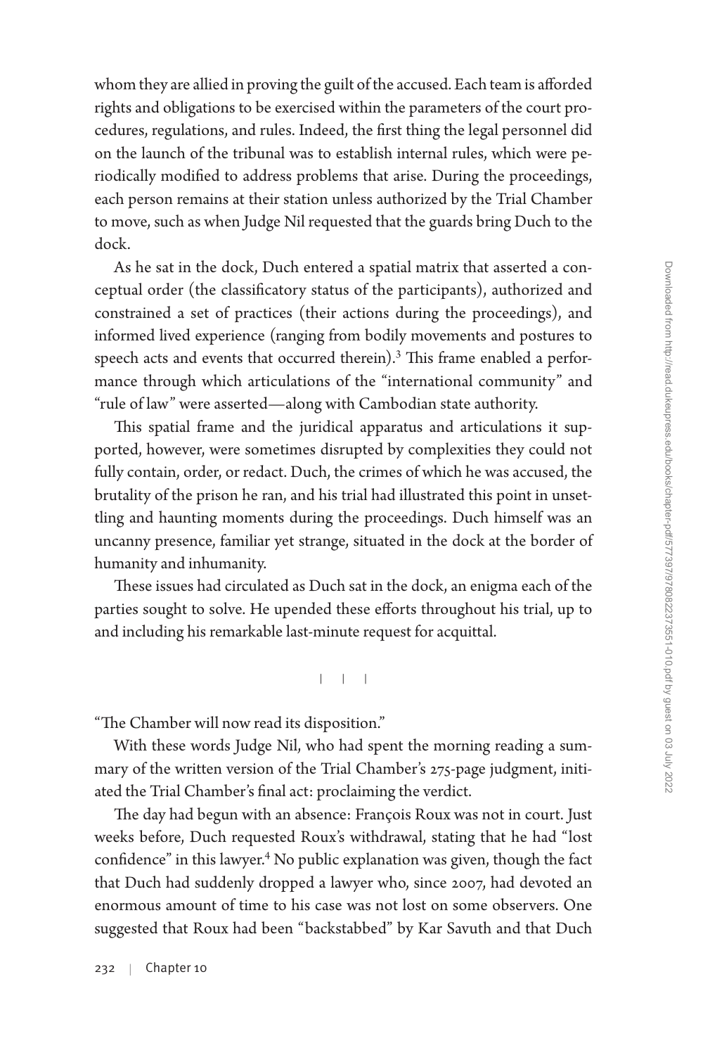whom they are allied in proving the guilt of the accused. Each team is afforded rights and obligations to be exercised within the parameters of the court procedures, regulations, and rules. Indeed, the first thing the legal personnel did on the launch of the tribunal was to establish internal rules, which were periodically modified to address problems that arise. During the proceedings, each person remains at their station unless authorized by the Trial Chamber to move, such as when Judge Nil requested that the guards bring Duch to the dock.

As he sat in the dock, Duch entered a spatial matrix that asserted a conceptual order (the classificatory status of the participants), authorized and constrained a set of practices (their actions during the proceedings), and informed lived experience (ranging from bodily movements and postures to speech acts and events that occurred therein).[3] This frame enabled a performance through which articulations of the "international community" and "rule of law" were asserted—along with Cambodian state authority.

This spatial frame and the juridical apparatus and articulations it supported, however, were sometimes disrupted by complexities they could not fully contain, order, or redact. Duch, the crimes of which he was accused, the brutality of the prison he ran, and his trial had illustrated this point in unsettling and haunting moments during the proceedings. Duch himself was an uncanny presence, familiar yet strange, situated in the dock at the border of humanity and inhumanity.

These issues had circulated as Duch sat in the dock, an enigma each of the parties sought to solve. He upended these efforts throughout his trial, up to and including his remarkable last-minute request for acquittal.

| | |

"The Chamber will now read its disposition."

With these words Judge Nil, who had spent the morning reading a summary of the written version of the Trial Chamber's 275-page judgment, initiated the Trial Chamber's final act: proclaiming the verdict.

The day had begun with an absence: François Roux was not in court. Just weeks before, Duch requested Roux's withdrawal, stating that he had "lost confidence" in this lawyer.[4] No public explanation was given, though the fact that Duch had suddenly dropped a lawyer who, since 2007, had devoted an enormous amount of time to his case was not lost on some observers. One suggested that Roux had been "backstabbed" by Kar Savuth and that Duch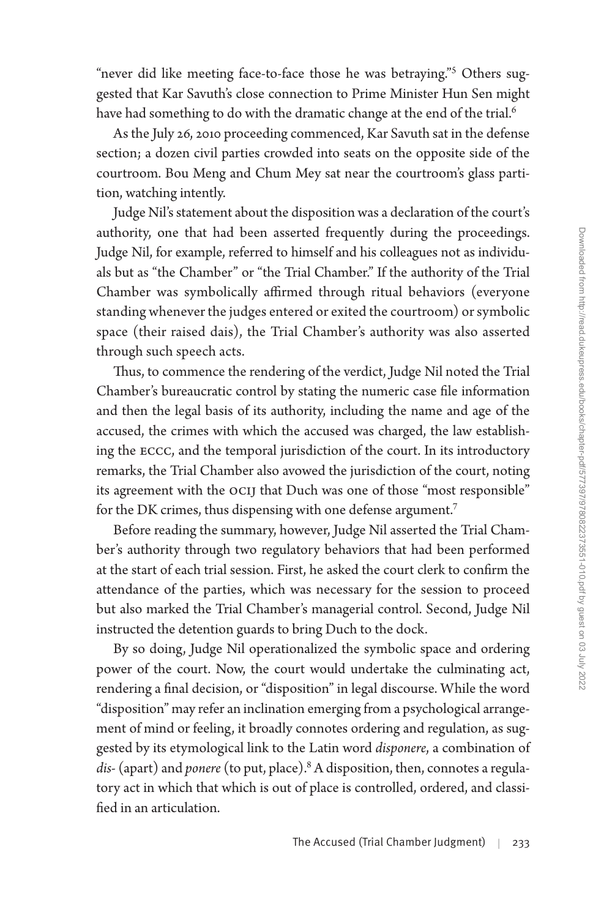"never did like meeting face-to-face those he was betraying."[5] Others suggested that Kar Savuth's close connection to Prime Minister Hun Sen might have had something to do with the dramatic change at the end of the trial.[6]

As the July 26, 2010 proceeding commenced, Kar Savuth sat in the defense section; a dozen civil parties crowded into seats on the opposite side of the courtroom. Bou Meng and Chum Mey sat near the courtroom's glass partition, watching intently.

Judge Nil's statement about the disposition was a declaration of the court's authority, one that had been asserted frequently during the proceedings. Judge Nil, for example, referred to himself and his colleagues not as individuals but as "the Chamber" or "the Trial Chamber." If the authority of the Trial Chamber was symbolically affirmed through ritual behaviors (everyone standing whenever the judges entered or exited the courtroom) or symbolic space (their raised dais), the Trial Chamber's authority was also asserted through such speech acts.

Thus, to commence the rendering of the verdict, Judge Nil noted the Trial Chamber's bureaucratic control by stating the numeric case file information and then the legal basis of its authority, including the name and age of the accused, the crimes with which the accused was charged, the law establishing the ECCC, and the temporal jurisdiction of the court. In its introductory remarks, the Trial Chamber also avowed the jurisdiction of the court, noting its agreement with the OCIJ that Duch was one of those "most responsible" for the DK crimes, thus dispensing with one defense argument.[7]

Before reading the summary, however, Judge Nil asserted the Trial Chamber's authority through two regulatory behaviors that had been performed at the start of each trial session. First, he asked the court clerk to confirm the attendance of the parties, which was necessary for the session to proceed but also marked the Trial Chamber's managerial control. Second, Judge Nil instructed the detention guards to bring Duch to the dock.

By so doing, Judge Nil operationalized the symbolic space and ordering power of the court. Now, the court would undertake the culminating act, rendering a final decision, or "disposition" in legal discourse. While the word "disposition" may refer an inclination emerging from a psychological arrangement of mind or feeling, it broadly connotes ordering and regulation, as suggested by its etymological link to the Latin word *disponere*, a combination of *dis-* (apart) and *ponere* (to put, place).[8] A disposition, then, connotes a regulatory act in which that which is out of place is controlled, ordered, and classified in an articulation.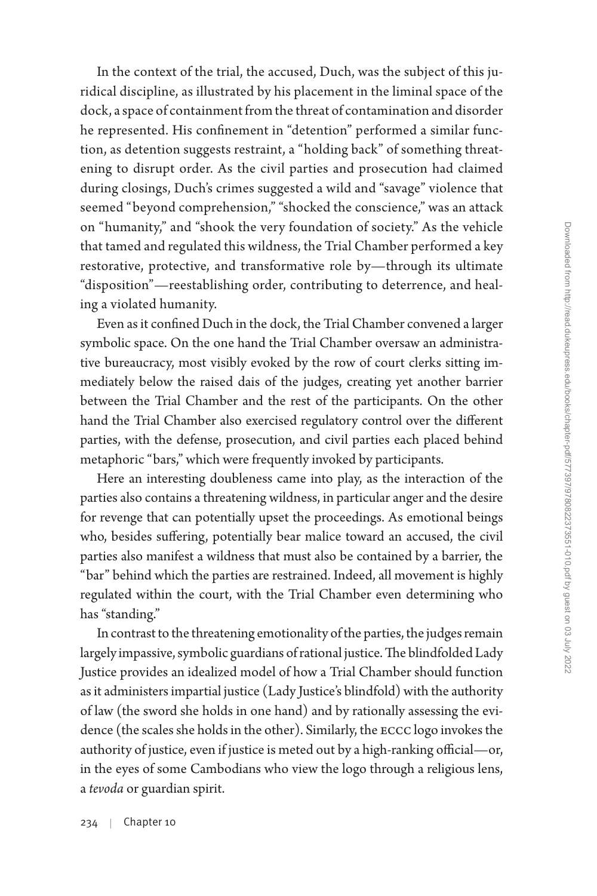In the context of the trial, the accused, Duch, was the subject of this juridical discipline, as illustrated by his placement in the liminal space of the dock, a space of containment from the threat of contamination and disorder he represented. His confinement in "detention" performed a similar function, as detention suggests restraint, a "holding back" of something threatening to disrupt order. As the civil parties and prosecution had claimed during closings, Duch's crimes suggested a wild and "savage" violence that seemed "beyond comprehension," "shocked the conscience," was an attack on "humanity," and "shook the very foundation of society." As the vehicle that tamed and regulated this wildness, the Trial Chamber performed a key restorative, protective, and transformative role by—through its ultimate "disposition"—reestablishing order, contributing to deterrence, and healing a violated humanity.

Even as it confined Duch in the dock, the Trial Chamber convened a larger symbolic space. On the one hand the Trial Chamber oversaw an administrative bureaucracy, most visibly evoked by the row of court clerks sitting immediately below the raised dais of the judges, creating yet another barrier between the Trial Chamber and the rest of the participants. On the other hand the Trial Chamber also exercised regulatory control over the different parties, with the defense, prosecution, and civil parties each placed behind metaphoric "bars," which were frequently invoked by participants.

Here an interesting doubleness came into play, as the interaction of the parties also contains a threatening wildness, in particular anger and the desire for revenge that can potentially upset the proceedings. As emotional beings who, besides suffering, potentially bear malice toward an accused, the civil parties also manifest a wildness that must also be contained by a barrier, the "bar" behind which the parties are restrained. Indeed, all movement is highly regulated within the court, with the Trial Chamber even determining who has "standing."

In contrast to the threatening emotionality of the parties, the judges remain largely impassive, symbolic guardians of rational justice. The blindfolded Lady Justice provides an idealized model of how a Trial Chamber should function as it administers impartial justice (Lady Justice's blindfold) with the authority of law (the sword she holds in one hand) and by rationally assessing the evidence (the scales she holds in the other). Similarly, the ECCC logo invokes the authority of justice, even if justice is meted out by a high-ranking official—or, in the eyes of some Cambodians who view the logo through a religious lens, a *tevoda* or guardian spirit.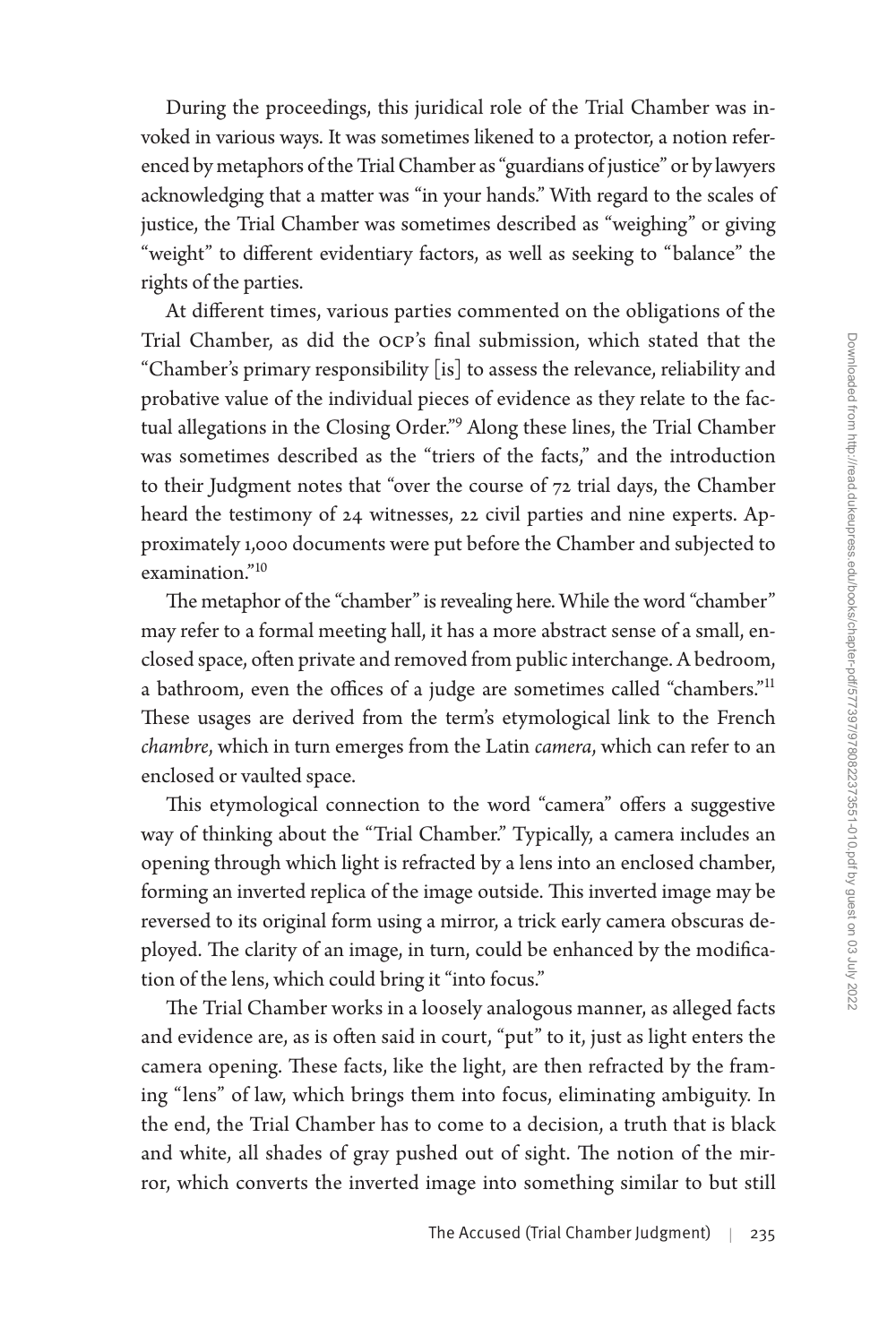During the proceedings, this juridical role of the Trial Chamber was invoked in various ways. It was sometimes likened to a protector, a notion referenced by metaphors of the Trial Chamber as "guardians of justice" or by lawyers acknowledging that a matter was "in your hands." With regard to the scales of justice, the Trial Chamber was sometimes described as "weighing" or giving "weight" to different evidentiary factors, as well as seeking to "balance" the rights of the parties.

At different times, various parties commented on the obligations of the Trial Chamber, as did the OCP's final submission, which stated that the "Chamber's primary responsibility [is] to assess the relevance, reliability and probative value of the individual pieces of evidence as they relate to the factual allegations in the Closing Order."[9] Along these lines, the Trial Chamber was sometimes described as the "triers of the facts," and the introduction to their Judgment notes that "over the course of 72 trial days, the Chamber heard the testimony of 24 witnesses, 22 civil parties and nine experts. Approximately 1,000 documents were put before the Chamber and subjected to examination."[10]

The metaphor of the "chamber" is revealing here. While the word "chamber" may refer to a formal meeting hall, it has a more abstract sense of a small, enclosed space, often private and removed from public interchange. A bedroom, a bathroom, even the offices of a judge are sometimes called "chambers."[11] These usages are derived from the term's etymological link to the French *chambre*, which in turn emerges from the Latin *camera*, which can refer to an enclosed or vaulted space.

This etymological connection to the word "camera" offers a suggestive way of thinking about the "Trial Chamber." Typically, a camera includes an opening through which light is refracted by a lens into an enclosed chamber, forming an inverted replica of the image outside. This inverted image may be reversed to its original form using a mirror, a trick early camera obscuras deployed. The clarity of an image, in turn, could be enhanced by the modification of the lens, which could bring it "into focus."

The Trial Chamber works in a loosely analogous manner, as alleged facts and evidence are, as is often said in court, "put" to it, just as light enters the camera opening. These facts, like the light, are then refracted by the framing "lens" of law, which brings them into focus, eliminating ambiguity. In the end, the Trial Chamber has to come to a decision, a truth that is black and white, all shades of gray pushed out of sight. The notion of the mirror, which converts the inverted image into something similar to but still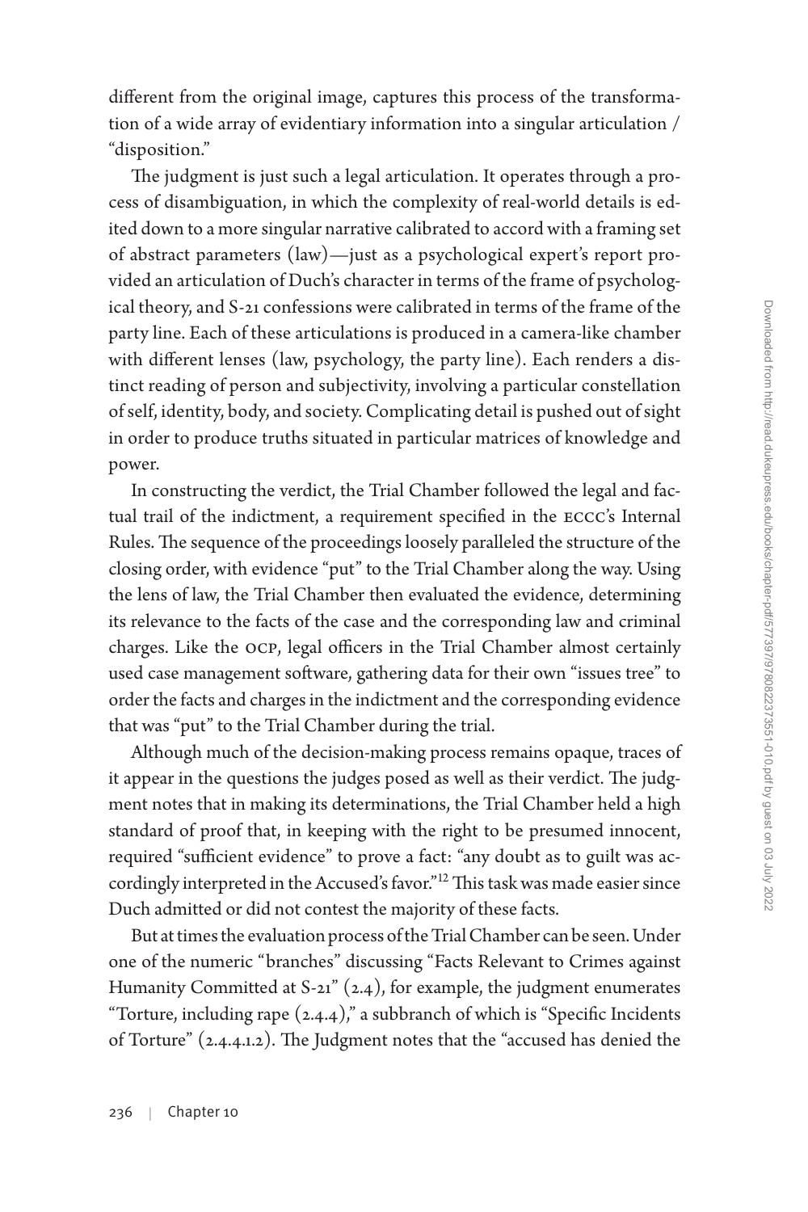different from the original image, captures this process of the transformation of a wide array of evidentiary information into a singular articulation / "disposition."

The judgment is just such a legal articulation. It operates through a process of disambiguation, in which the complexity of real-world details is edited down to a more singular narrative calibrated to accord with a framing set of abstract parameters (law)—just as a psychological expert's report provided an articulation of Duch's character in terms of the frame of psychological theory, and S-21 confessions were calibrated in terms of the frame of the party line. Each of these articulations is produced in a camera-like chamber with different lenses (law, psychology, the party line). Each renders a distinct reading of person and subjectivity, involving a particular constellation of self, identity, body, and society. Complicating detail is pushed out of sight in order to produce truths situated in particular matrices of knowledge and power.

In constructing the verdict, the Trial Chamber followed the legal and factual trail of the indictment, a requirement specified in the ECCC's Internal Rules. The sequence of the proceedings loosely paralleled the structure of the closing order, with evidence "put" to the Trial Chamber along the way. Using the lens of law, the Trial Chamber then evaluated the evidence, determining its relevance to the facts of the case and the corresponding law and criminal charges. Like the OCP, legal officers in the Trial Chamber almost certainly used case management software, gathering data for their own "issues tree" to order the facts and charges in the indictment and the corresponding evidence that was "put" to the Trial Chamber during the trial.

Although much of the decision-making process remains opaque, traces of it appear in the questions the judges posed as well as their verdict. The judgment notes that in making its determinations, the Trial Chamber held a high standard of proof that, in keeping with the right to be presumed innocent, required "sufficient evidence" to prove a fact: "any doubt as to guilt was accordingly interpreted in the Accused's favor."[12] This task was made easier since Duch admitted or did not contest the majority of these facts.

But at times the evaluation process of the Trial Chamber can be seen. Under one of the numeric "branches" discussing "Facts Relevant to Crimes against Humanity Committed at S-21" (2.4), for example, the judgment enumerates "Torture, including rape (2.4.4)," a subbranch of which is "Specific Incidents of Torture" (2.4.4.1.2). The Judgment notes that the "accused has denied the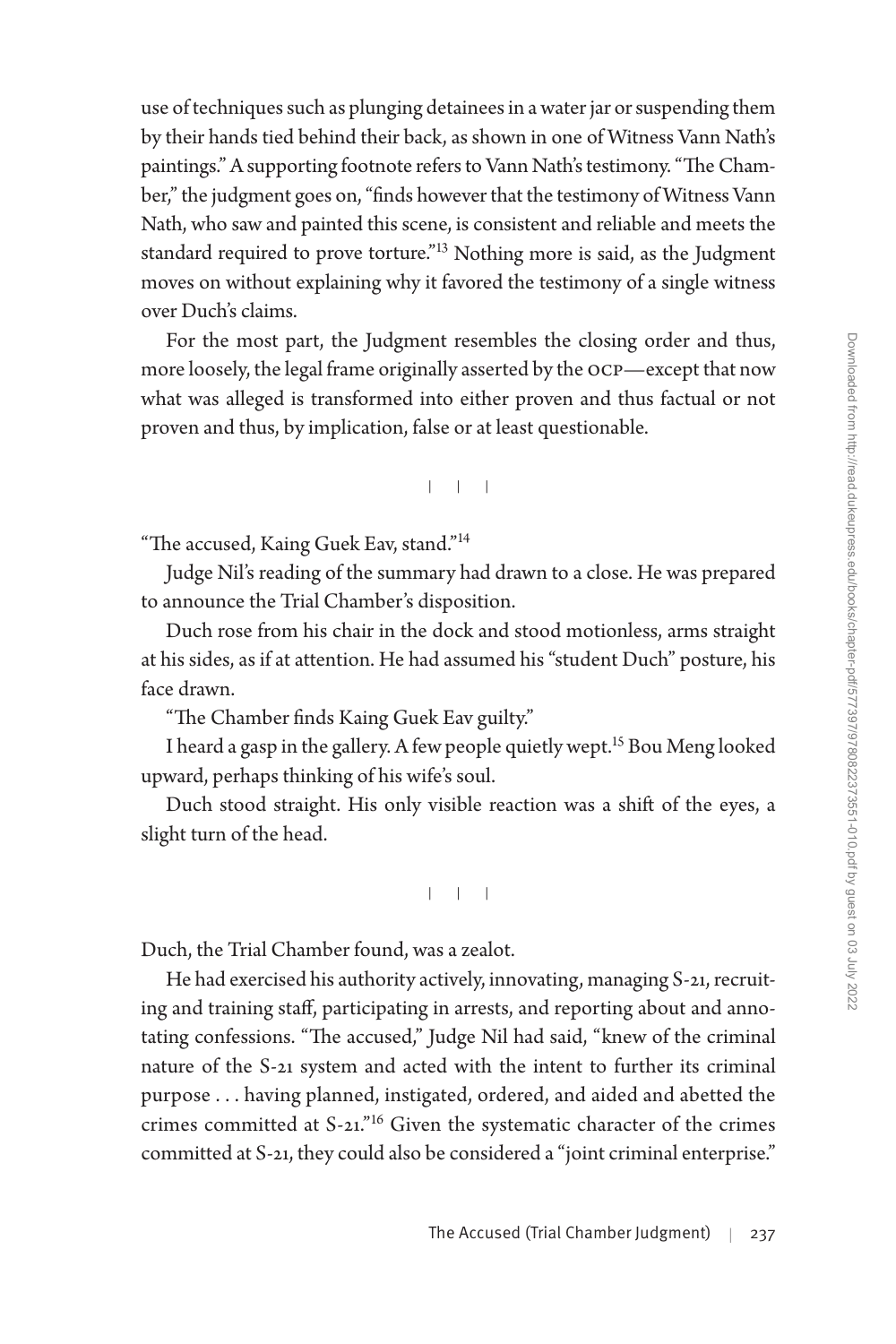use of techniques such as plunging detainees in a water jar or suspending them by their hands tied behind their back, as shown in one of Witness Vann Nath's paintings." A supporting footnote refers to Vann Nath's testimony. "The Chamber," the judgment goes on, "finds however that the testimony of Witness Vann Nath, who saw and painted this scene, is consistent and reliable and meets the standard required to prove torture."[13] Nothing more is said, as the Judgment moves on without explaining why it favored the testimony of a single witness over Duch's claims.

For the most part, the Judgment resembles the closing order and thus, more loosely, the legal frame originally asserted by the OCP—except that now what was alleged is transformed into either proven and thus factual or not proven and thus, by implication, false or at least questionable.

| | |

"The accused, Kaing Guek Eav, stand."[14]

Judge Nil's reading of the summary had drawn to a close. He was prepared to announce the Trial Chamber's disposition.

Duch rose from his chair in the dock and stood motionless, arms straight at his sides, as if at attention. He had assumed his "student Duch" posture, his face drawn.

"The Chamber finds Kaing Guek Eav guilty."

I heard a gasp in the gallery. A few people quietly wept.[15] Bou Meng looked upward, perhaps thinking of his wife's soul.

Duch stood straight. His only visible reaction was a shift of the eyes, a slight turn of the head.

| | |

Duch, the Trial Chamber found, was a zealot.

He had exercised his authority actively, innovating, managing S-21, recruiting and training staff, participating in arrests, and reporting about and annotating confessions. "The accused," Judge Nil had said, "knew of the criminal nature of the S-21 system and acted with the intent to further its criminal purpose . . . having planned, instigated, ordered, and aided and abetted the crimes committed at S-21."[16] Given the systematic character of the crimes committed at S-21, they could also be considered a "joint criminal enterprise."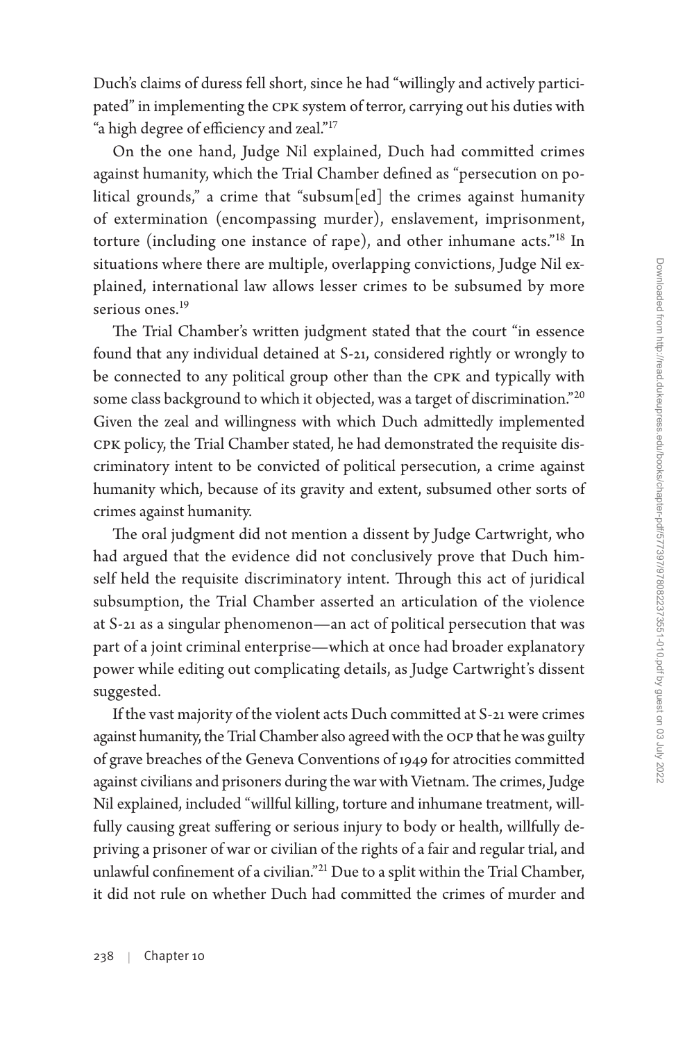Duch's claims of duress fell short, since he had "willingly and actively participated" in implementing the CPK system of terror, carrying out his duties with "a high degree of efficiency and zeal."[17]

On the one hand, Judge Nil explained, Duch had committed crimes against humanity, which the Trial Chamber defined as "persecution on political grounds," a crime that "subsum[ed] the crimes against humanity of extermination (encompassing murder), enslavement, imprisonment, torture (including one instance of rape), and other inhumane acts."[18] In situations where there are multiple, overlapping convictions, Judge Nil explained, international law allows lesser crimes to be subsumed by more serious ones.[19]

The Trial Chamber's written judgment stated that the court "in essence found that any individual detained at S-21, considered rightly or wrongly to be connected to any political group other than the CPK and typically with some class background to which it objected, was a target of discrimination."[20] Given the zeal and willingness with which Duch admittedly implemented CPK policy, the Trial Chamber stated, he had demonstrated the requisite discriminatory intent to be convicted of political persecution, a crime against humanity which, because of its gravity and extent, subsumed other sorts of crimes against humanity.

The oral judgment did not mention a dissent by Judge Cartwright, who had argued that the evidence did not conclusively prove that Duch himself held the requisite discriminatory intent. Through this act of juridical subsumption, the Trial Chamber asserted an articulation of the violence at S-21 as a singular phenomenon—an act of political persecution that was part of a joint criminal enterprise—which at once had broader explanatory power while editing out complicating details, as Judge Cartwright's dissent suggested.

If the vast majority of the violent acts Duch committed at S-21 were crimes against humanity, the Trial Chamber also agreed with the OCP that he was guilty of grave breaches of the Geneva Conventions of 1949 for atrocities committed against civilians and prisoners during the war with Vietnam. The crimes, Judge Nil explained, included "willful killing, torture and inhumane treatment, willfully causing great suffering or serious injury to body or health, willfully depriving a prisoner of war or civilian of the rights of a fair and regular trial, and unlawful confinement of a civilian."[21] Due to a split within the Trial Chamber, it did not rule on whether Duch had committed the crimes of murder and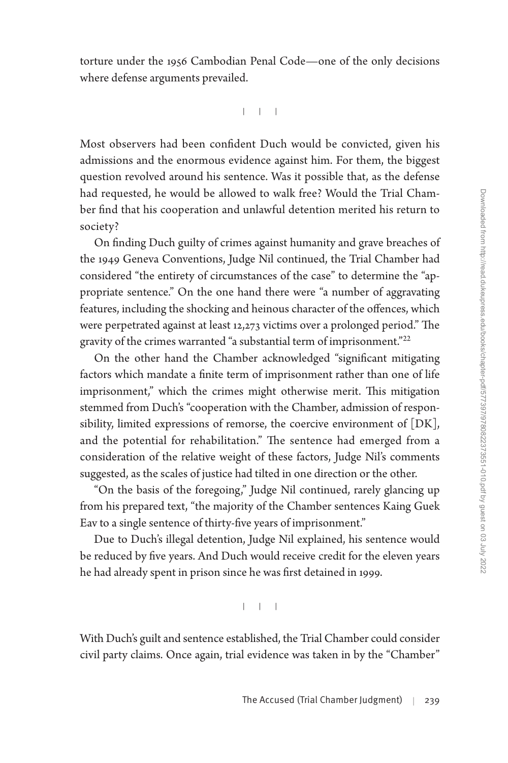torture under the 1956 Cambodian Penal Code—one of the only decisions where defense arguments prevailed.

| | |

Most observers had been confident Duch would be convicted, given his admissions and the enormous evidence against him. For them, the biggest question revolved around his sentence. Was it possible that, as the defense had requested, he would be allowed to walk free? Would the Trial Chamber find that his cooperation and unlawful detention merited his return to society?

On finding Duch guilty of crimes against humanity and grave breaches of the 1949 Geneva Conventions, Judge Nil continued, the Trial Chamber had considered "the entirety of circumstances of the case" to determine the "appropriate sentence." On the one hand there were "a number of aggravating features, including the shocking and heinous character of the offences, which were perpetrated against at least 12,273 victims over a prolonged period." The gravity of the crimes warranted "a substantial term of imprisonment."[22]

On the other hand the Chamber acknowledged "significant mitigating factors which mandate a finite term of imprisonment rather than one of life imprisonment," which the crimes might otherwise merit. This mitigation stemmed from Duch's "cooperation with the Chamber, admission of responsibility, limited expressions of remorse, the coercive environment of [DK], and the potential for rehabilitation." The sentence had emerged from a consideration of the relative weight of these factors, Judge Nil's comments suggested, as the scales of justice had tilted in one direction or the other.

"On the basis of the foregoing," Judge Nil continued, rarely glancing up from his prepared text, "the majority of the Chamber sentences Kaing Guek Eav to a single sentence of thirty-five years of imprisonment."

Due to Duch's illegal detention, Judge Nil explained, his sentence would be reduced by five years. And Duch would receive credit for the eleven years he had already spent in prison since he was first detained in 1999.

| | |

With Duch's guilt and sentence established, the Trial Chamber could consider civil party claims. Once again, trial evidence was taken in by the "Chamber"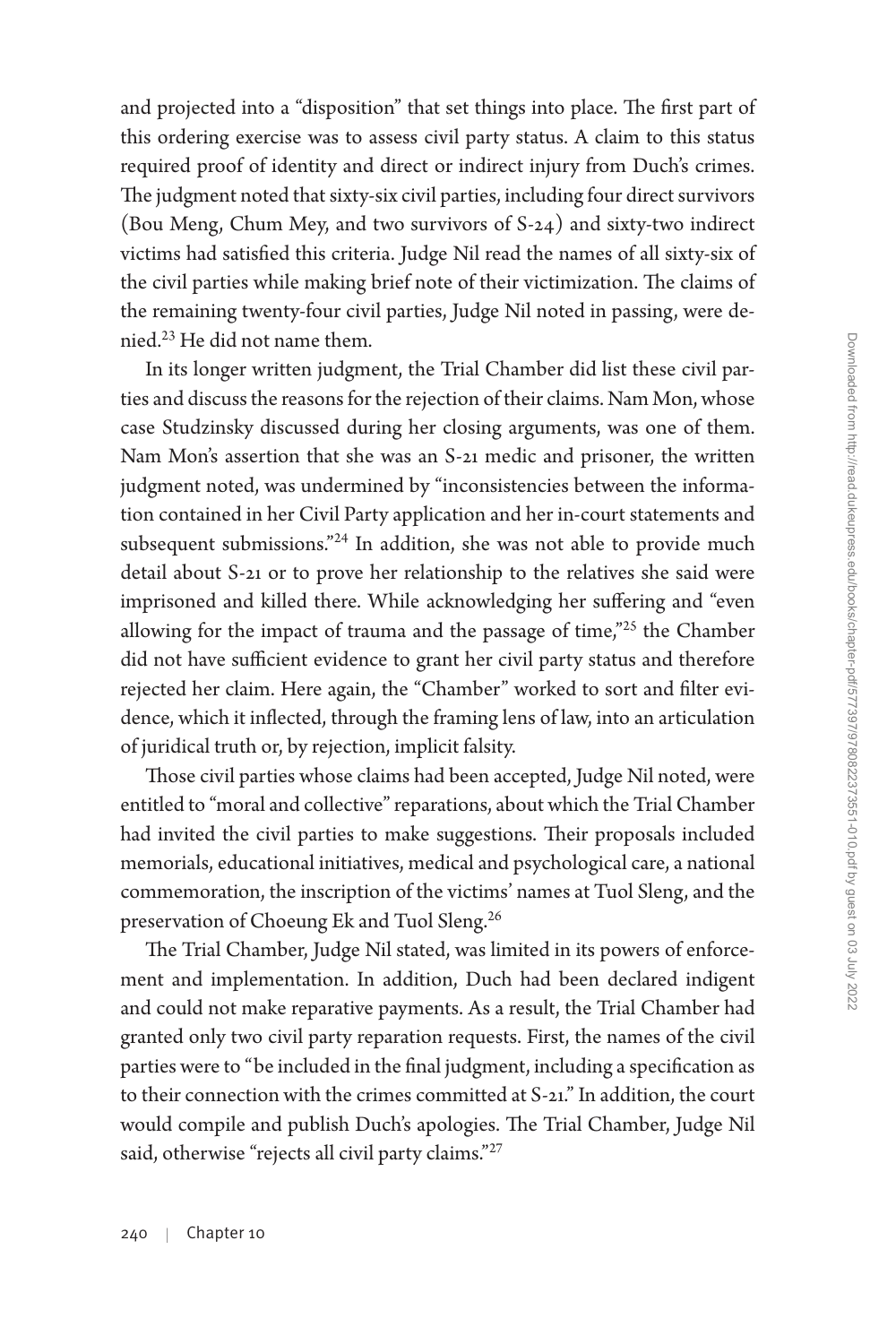and projected into a "disposition" that set things into place. The first part of this ordering exercise was to assess civil party status. A claim to this status required proof of identity and direct or indirect injury from Duch's crimes. The judgment noted that sixty-six civil parties, including four direct survivors (Bou Meng, Chum Mey, and two survivors of S-24) and sixty-two indirect victims had satisfied this criteria. Judge Nil read the names of all sixty-six of the civil parties while making brief note of their victimization. The claims of the remaining twenty-four civil parties, Judge Nil noted in passing, were denied.[23] He did not name them.

In its longer written judgment, the Trial Chamber did list these civil parties and discuss the reasons for the rejection of their claims. Nam Mon, whose case Studzinsky discussed during her closing arguments, was one of them. Nam Mon's assertion that she was an S-21 medic and prisoner, the written judgment noted, was undermined by "inconsistencies between the information contained in her Civil Party application and her in-court statements and subsequent submissions."[24] In addition, she was not able to provide much detail about S-21 or to prove her relationship to the relatives she said were imprisoned and killed there. While acknowledging her suffering and "even allowing for the impact of trauma and the passage of time,"[25] the Chamber did not have sufficient evidence to grant her civil party status and therefore rejected her claim. Here again, the "Chamber" worked to sort and filter evidence, which it inflected, through the framing lens of law, into an articulation of juridical truth or, by rejection, implicit falsity.

Those civil parties whose claims had been accepted, Judge Nil noted, were entitled to "moral and collective" reparations, about which the Trial Chamber had invited the civil parties to make suggestions. Their proposals included memorials, educational initiatives, medical and psychological care, a national commemoration, the inscription of the victims' names at Tuol Sleng, and the preservation of Choeung Ek and Tuol Sleng.[26]

The Trial Chamber, Judge Nil stated, was limited in its powers of enforcement and implementation. In addition, Duch had been declared indigent and could not make reparative payments. As a result, the Trial Chamber had granted only two civil party reparation requests. First, the names of the civil parties were to "be included in the final judgment, including a specification as to their connection with the crimes committed at S-21." In addition, the court would compile and publish Duch's apologies. The Trial Chamber, Judge Nil said, otherwise "rejects all civil party claims."[27]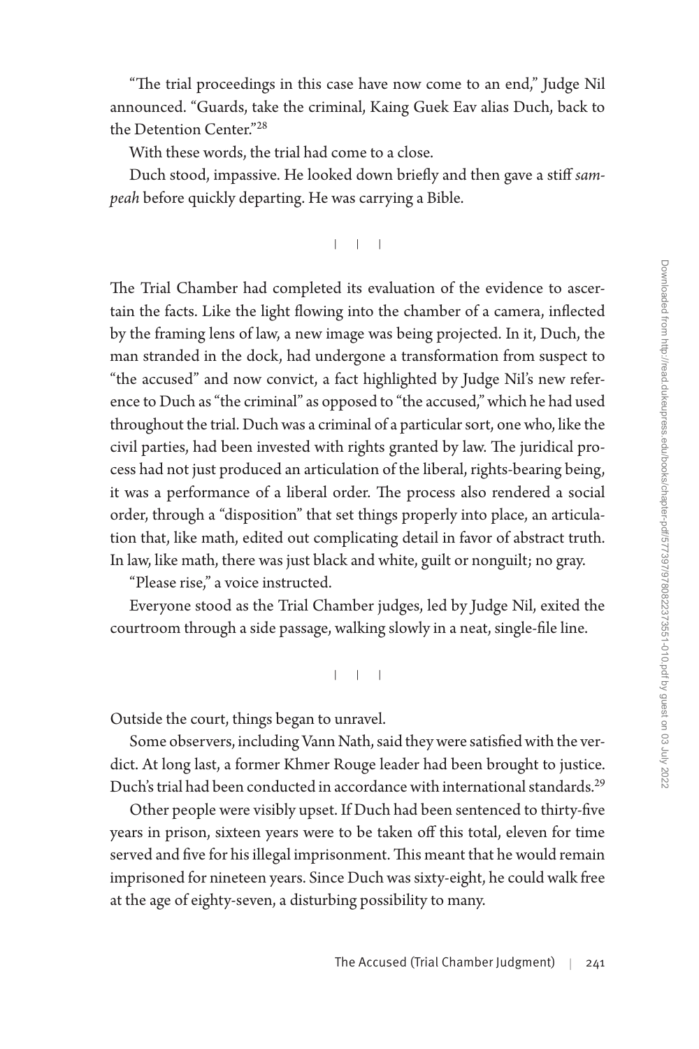"The trial proceedings in this case have now come to an end," Judge Nil announced. "Guards, take the criminal, Kaing Guek Eav alias Duch, back to the Detention Center."[28]

With these words, the trial had come to a close.

Duch stood, impassive. He looked down briefly and then gave a stiff *sampeah* before quickly departing. He was carrying a Bible.

| | |

The Trial Chamber had completed its evaluation of the evidence to ascertain the facts. Like the light flowing into the chamber of a camera, inflected by the framing lens of law, a new image was being projected. In it, Duch, the man stranded in the dock, had undergone a transformation from suspect to "the accused" and now convict, a fact highlighted by Judge Nil's new reference to Duch as "the criminal" as opposed to "the accused," which he had used throughout the trial. Duch was a criminal of a particular sort, one who, like the civil parties, had been invested with rights granted by law. The juridical process had not just produced an articulation of the liberal, rights-bearing being, it was a performance of a liberal order. The process also rendered a social order, through a "disposition" that set things properly into place, an articulation that, like math, edited out complicating detail in favor of abstract truth. In law, like math, there was just black and white, guilt or nonguilt; no gray.

"Please rise," a voice instructed.

Everyone stood as the Trial Chamber judges, led by Judge Nil, exited the courtroom through a side passage, walking slowly in a neat, single-file line.

| | |

Outside the court, things began to unravel.

Some observers, including Vann Nath, said they were satisfied with the verdict. At long last, a former Khmer Rouge leader had been brought to justice. Duch's trial had been conducted in accordance with international standards.[29]

Other people were visibly upset. If Duch had been sentenced to thirty-five years in prison, sixteen years were to be taken off this total, eleven for time served and five for his illegal imprisonment. This meant that he would remain imprisoned for nineteen years. Since Duch was sixty-eight, he could walk free at the age of eighty-seven, a disturbing possibility to many.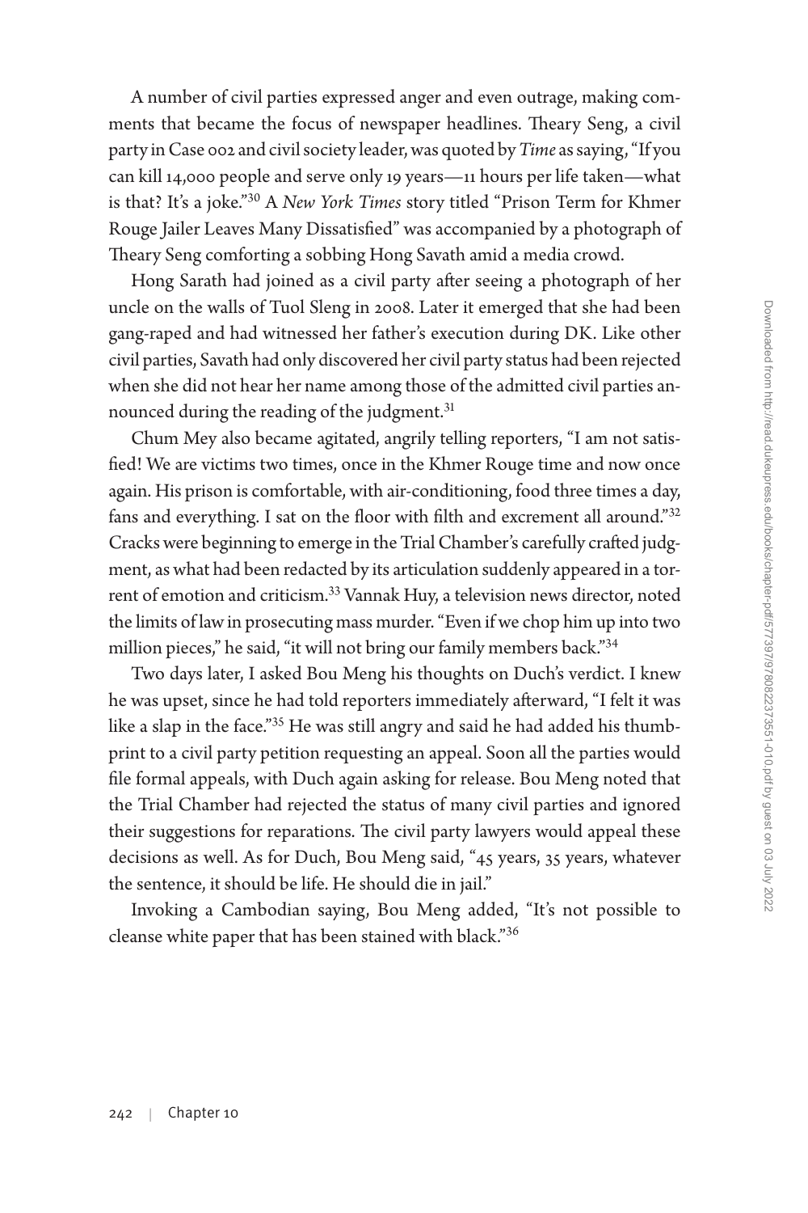A number of civil parties expressed anger and even outrage, making comments that became the focus of newspaper headlines. Theary Seng, a civil party in Case 002 and civil society leader, was quoted by *Time* as saying, "If you can kill 14,000 people and serve only 19 years—11 hours per life taken—what is that? It's a joke."[30] A *New York Times* story titled "Prison Term for Khmer Rouge Jailer Leaves Many Dissatisfied" was accompanied by a photograph of Theary Seng comforting a sobbing Hong Savath amid a media crowd.

Hong Sarath had joined as a civil party after seeing a photograph of her uncle on the walls of Tuol Sleng in 2008. Later it emerged that she had been gang-raped and had witnessed her father's execution during DK. Like other civil parties, Savath had only discovered her civil party status had been rejected when she did not hear her name among those of the admitted civil parties announced during the reading of the judgment.[31]

Chum Mey also became agitated, angrily telling reporters, "I am not satisfied! We are victims two times, once in the Khmer Rouge time and now once again. His prison is comfortable, with air-conditioning, food three times a day, fans and everything. I sat on the floor with filth and excrement all around."[32] Cracks were beginning to emerge in the Trial Chamber's carefully crafted judgment, as what had been redacted by its articulation suddenly appeared in a torrent of emotion and criticism.[33] Vannak Huy, a television news director, noted the limits of law in prosecuting mass murder. "Even if we chop him up into two million pieces," he said, "it will not bring our family members back."[34]

Two days later, I asked Bou Meng his thoughts on Duch's verdict. I knew he was upset, since he had told reporters immediately afterward, "I felt it was like a slap in the face."[35] He was still angry and said he had added his thumbprint to a civil party petition requesting an appeal. Soon all the parties would file formal appeals, with Duch again asking for release. Bou Meng noted that the Trial Chamber had rejected the status of many civil parties and ignored their suggestions for reparations. The civil party lawyers would appeal these decisions as well. As for Duch, Bou Meng said, "45 years, 35 years, whatever the sentence, it should be life. He should die in jail."

Invoking a Cambodian saying, Bou Meng added, "It's not possible to cleanse white paper that has been stained with black."[36]